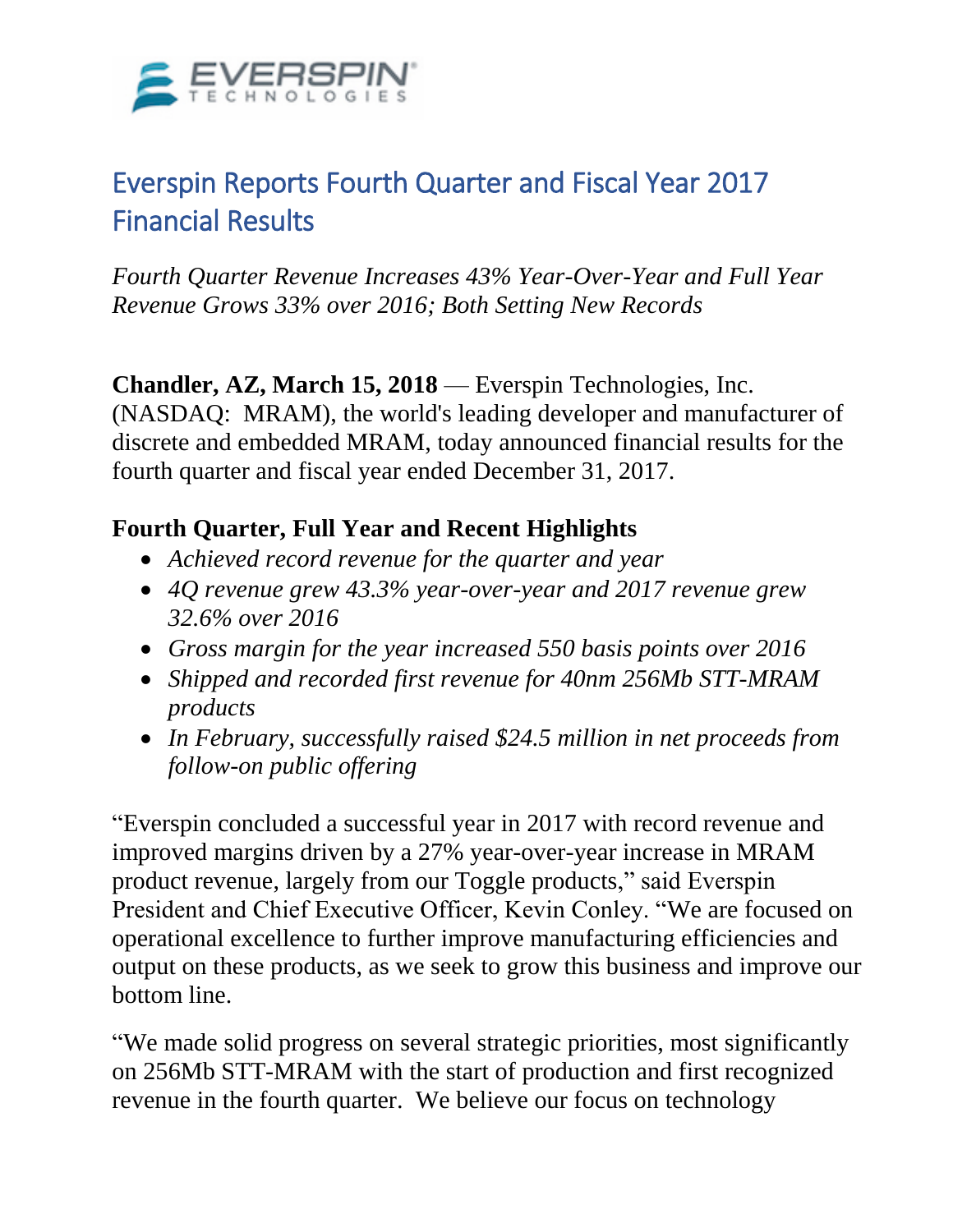# Everspin Reports Fourth Quarter and Fiscal Year 2017 Financial Results

*Fourth Quarter Revenue Increases 43% Year-Over-Year and Full Year Revenue Grows 33% over 2016; Both Setting New Records*

**Chandler, AZ, March 15, 2018** — Everspin Technologies, Inc. (NASDAQ: MRAM), the world's leading developer and manufacturer of discrete and embedded MRAM, today announced financial results for the fourth quarter and fiscal year ended December 31, 2017.

## Fourth Quarter, Full Year and Recent Highlights

- *Achieved record revenue for the quarter and year*
- *4Q revenue grew 43.3% year-over-year and 2017 revenue grew 32.6% over 2016*
- *Gross margin for the year increased 550 basis points over 2016*
- *Shipped and recorded first revenue for 40nm 256Mb STT-MRAM products*
- *In February, successfully raised $24.5 million in net proceeds from follow-on public offering*

"Everspin concluded a successful year in 2017 with record revenue and improved margins driven by a 27% year-over-year increase in MRAM product revenue, largely from our Toggle products," said Everspin President and Chief Executive Officer, Kevin Conley. "We are focused on operational excellence to further improve manufacturing efficiencies and output on these products, as we seek to grow this business and improve our bottom line.

"We made solid progress on several strategic priorities, most significantly on 256Mb STT-MRAM with the start of production and first recognized revenue in the fourth quarter. We believe our focus on technology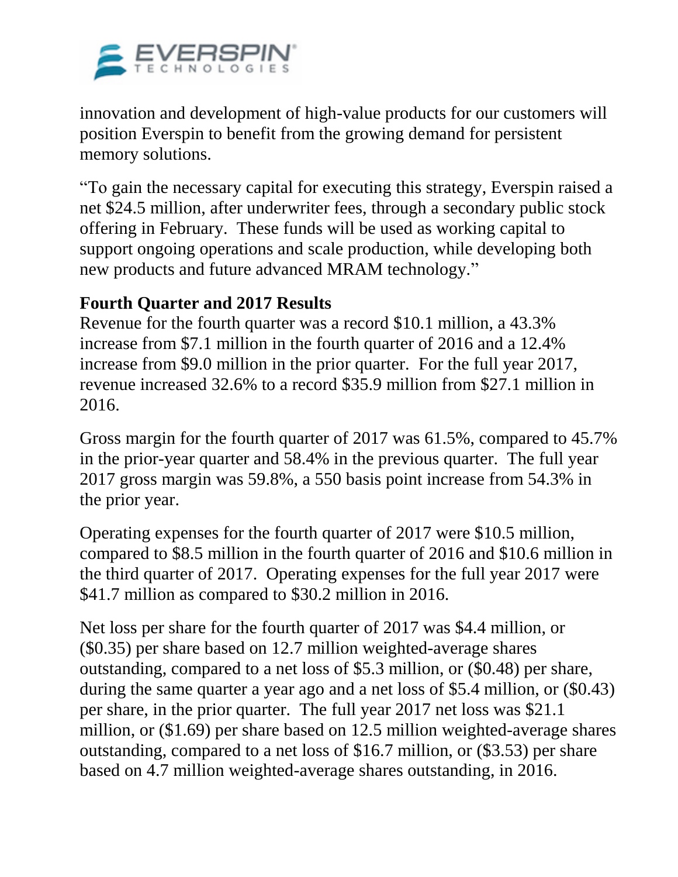innovation and development of high-value products for our customers will position Everspin to benefit from the growing demand for persistent memory solutions.

"To gain the necessary capital for executing this strategy, Everspin raised a net $24.5 million, after underwriter fees, through a secondary public stock offering in February. These funds will be used as working capital to support ongoing operations and scale production, while developing both new products and future advanced MRAM technology."

**Fourth Quarter and 2017 Results**

Revenue for the fourth quarter was a record $10.1 million, a 43.3% increase from $7.1 million in the fourth quarter of 2016 and a 12.4% increase from $9.0 million in the prior quarter. For the full year 2017, revenue increased 32.6% to a record $35.9 million from $27.1 million in 2016.

Gross margin for the fourth quarter of 2017 was 61.5%, compared to 45.7% in the prior-year quarter and 58.4% in the previous quarter. The full year 2017 gross margin was 59.8%, a 550 basis point increase from 54.3% in the prior year.

Operating expenses for the fourth quarter of 2017 were $10.5 million, compared to $8.5 million in the fourth quarter of 2016 and $10.6 million in the third quarter of 2017. Operating expenses for the full year 2017 were $41.7 million as compared to $30.2 million in 2016.

Net loss per share for the fourth quarter of 2017 was $4.4 million, or ($0.35) per share based on 12.7 million weighted-average shares outstanding, compared to a net loss of $5.3 million, or ($0.48) per share, during the same quarter a year ago and a net loss of $5.4 million, or ($0.43) per share, in the prior quarter. The full year 2017 net loss was $21.1 million, or ($1.69) per share based on 12.5 million weighted-average shares outstanding, compared to a net loss of $16.7 million, or ($3.53) per share based on 4.7 million weighted-average shares outstanding, in 2016.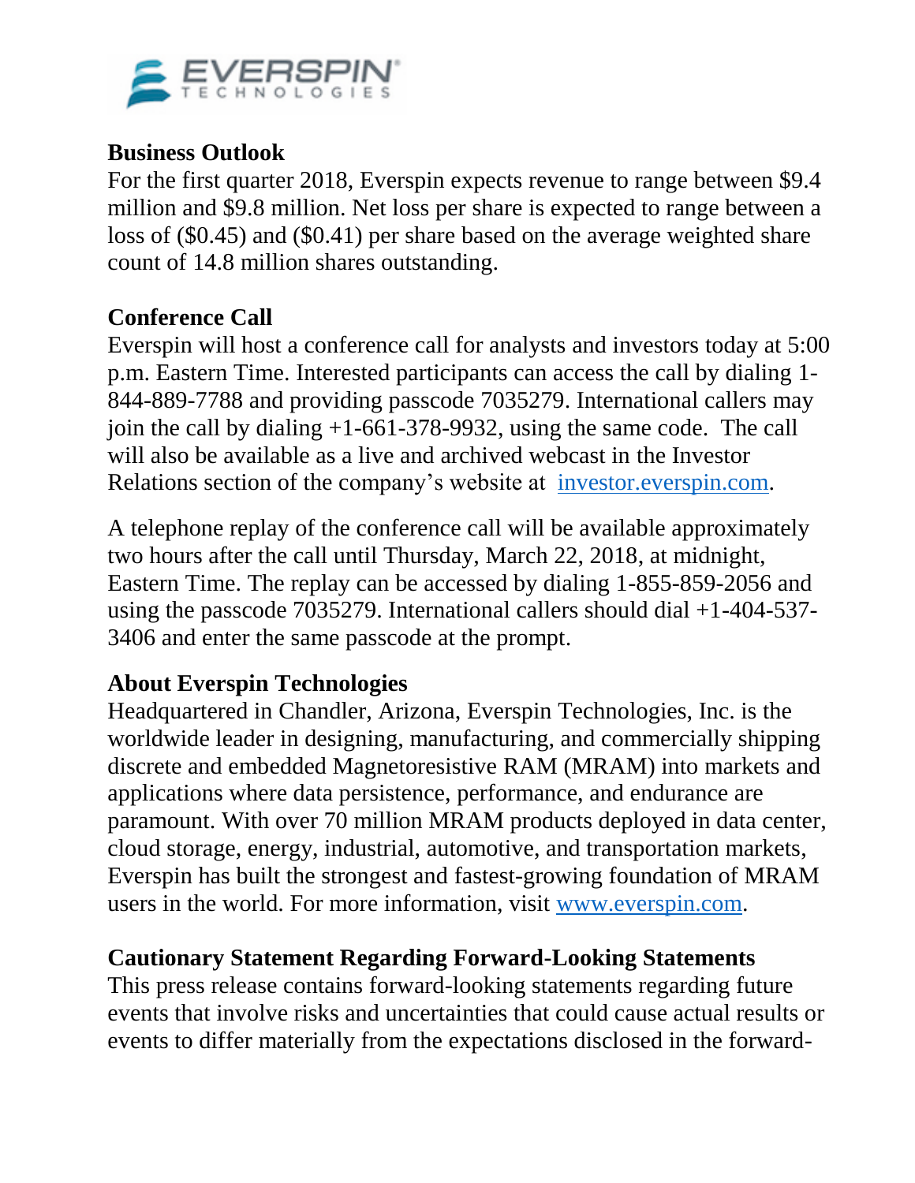## Business Outlook

For the first quarter 2018, Everspin expects revenue to range between $9.4 million and $9.8 million. Net loss per share is expected to range between a loss of ($0.45) and ($0.41) per share based on the average weighted share count of 14.8 million shares outstanding.

## Conference Call

Everspin will host a conference call for analysts and investors today at 5:00 p.m. Eastern Time. Interested participants can access the call by dialing 1-844-889-7788 and providing passcode 7035279. International callers may join the call by dialing +1-661-378-9932, using the same code. The call will also be available as a live and archived webcast in the Investor Relations section of the company's website at [investor.everspin.com](investor.everspin.com).

A telephone replay of the conference call will be available approximately two hours after the call until Thursday, March 22, 2018, at midnight, Eastern Time. The replay can be accessed by dialing 1-855-859-2056 and using the passcode 7035279. International callers should dial +1-404-537-3406 and enter the same passcode at the prompt.

## About Everspin Technologies

Headquartered in Chandler, Arizona, Everspin Technologies, Inc. is the worldwide leader in designing, manufacturing, and commercially shipping discrete and embedded Magnetoresistive RAM (MRAM) into markets and applications where data persistence, performance, and endurance are paramount. With over 70 million MRAM products deployed in data center, cloud storage, energy, industrial, automotive, and transportation markets, Everspin has built the strongest and fastest-growing foundation of MRAM users in the world. For more information, visit [www.everspin.com](www.everspin.com).

## Cautionary Statement Regarding Forward-Looking Statements

This press release contains forward-looking statements regarding future events that involve risks and uncertainties that could cause actual results or events to differ materially from the expectations disclosed in the forward-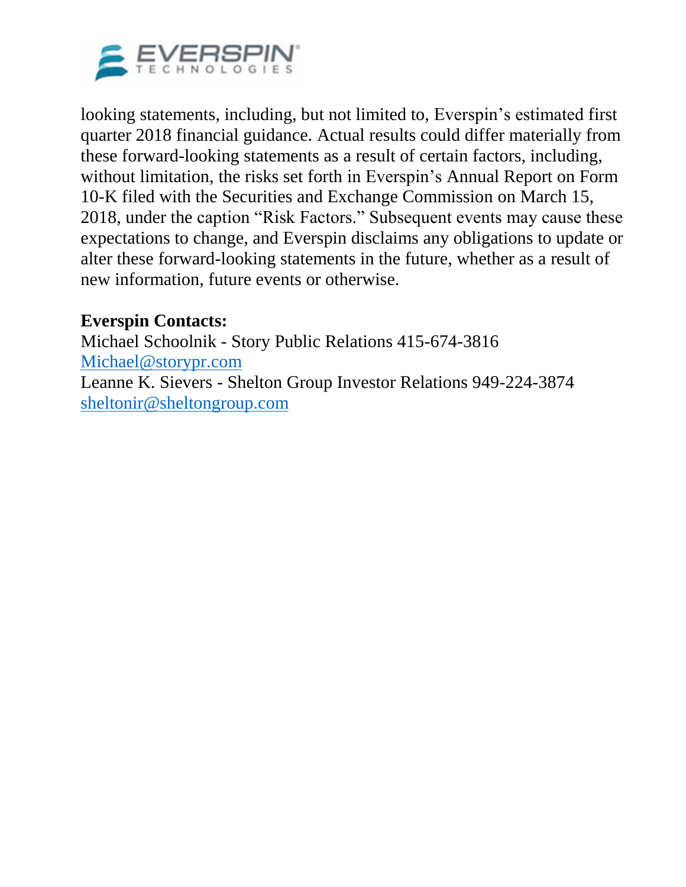looking statements, including, but not limited to, Everspin's estimated first quarter 2018 financial guidance. Actual results could differ materially from these forward-looking statements as a result of certain factors, including, without limitation, the risks set forth in Everspin's Annual Report on Form 10-K filed with the Securities and Exchange Commission on March 15, 2018, under the caption "Risk Factors." Subsequent events may cause these expectations to change, and Everspin disclaims any obligations to update or alter these forward-looking statements in the future, whether as a result of new information, future events or otherwise.

**Everspin Contacts:**
Michael Schoolnik - Story Public Relations 415-674-3816
Michael@storypr.com
Leanne K. Sievers - Shelton Group Investor Relations 949-224-3874
sheltonir@sheltongroup.com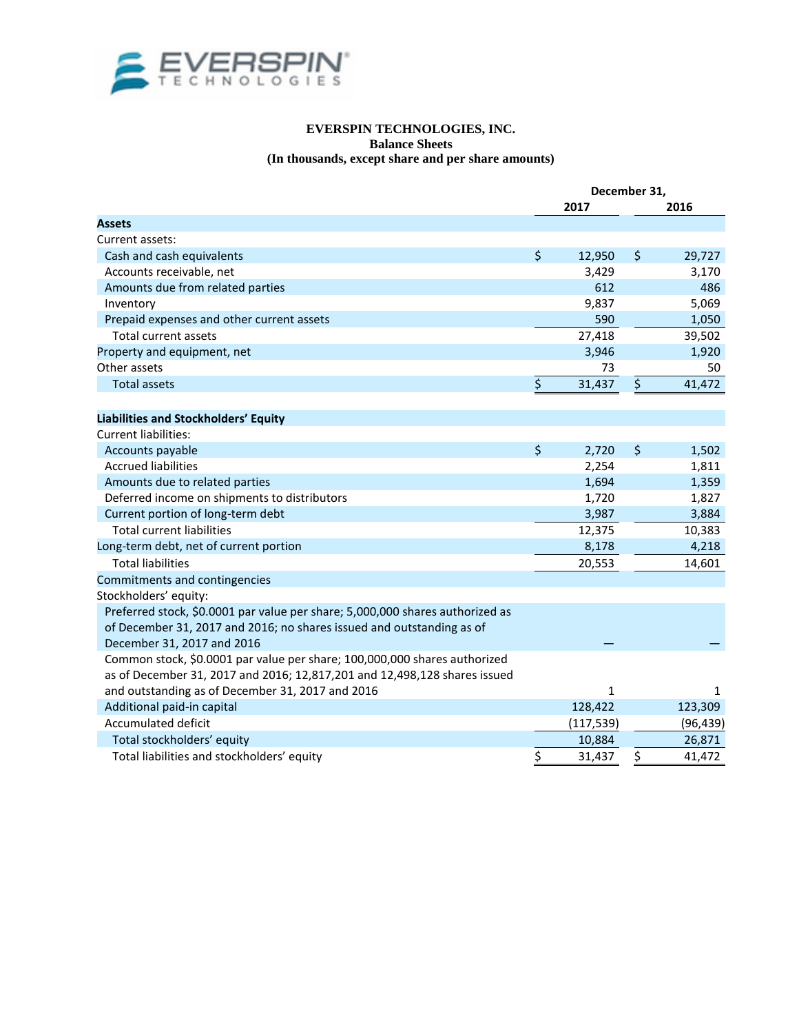**EVERSPIN TECHNOLOGIES, INC.**
**Balance Sheets**
**(In thousands, except share and per share amounts)**

| | December 31, 2017 | December 31, 2016 |
|---|---|---|
| **Assets** | | |
| Current assets: | | |
| Cash and cash equivalents | $ 12,950 | $ 29,727 |
| Accounts receivable, net | 3,429 | 3,170 |
| Amounts due from related parties | 612 | 486 |
| Inventory | 9,837 | 5,069 |
| Prepaid expenses and other current assets | 590 | 1,050 |
| Total current assets | 27,418 | 39,502 |
| Property and equipment, net | 3,946 | 1,920 |
| Other assets | 73 | 50 |
| Total assets | $ 31,437 | $ 41,472 |
| **Liabilities and Stockholders' Equity** | | |
| Current liabilities: | | |
| Accounts payable | $ 2,720 | $ 1,502 |
| Accrued liabilities | 2,254 | 1,811 |
| Amounts due to related parties | 1,694 | 1,359 |
| Deferred income on shipments to distributors | 1,720 | 1,827 |
| Current portion of long-term debt | 3,987 | 3,884 |
| Total current liabilities | 12,375 | 10,383 |
| Long-term debt, net of current portion | 8,178 | 4,218 |
| Total liabilities | 20,553 | 14,601 |
| Commitments and contingencies | | |
| Stockholders' equity: | | |
| Preferred stock, $0.0001 par value per share; 5,000,000 shares authorized as of December 31, 2017 and 2016; no shares issued and outstanding as of December 31, 2017 and 2016 | — | — |
| Common stock, $0.0001 par value per share; 100,000,000 shares authorized as of December 31, 2017 and 2016; 12,817,201 and 12,498,128 shares issued and outstanding as of December 31, 2017 and 2016 | 1 | 1 |
| Additional paid-in capital | 128,422 | 123,309 |
| Accumulated deficit | (117,539) | (96,439) |
| Total stockholders' equity | 10,884 | 26,871 |
| Total liabilities and stockholders' equity | $ 31,437 | $ 41,472 |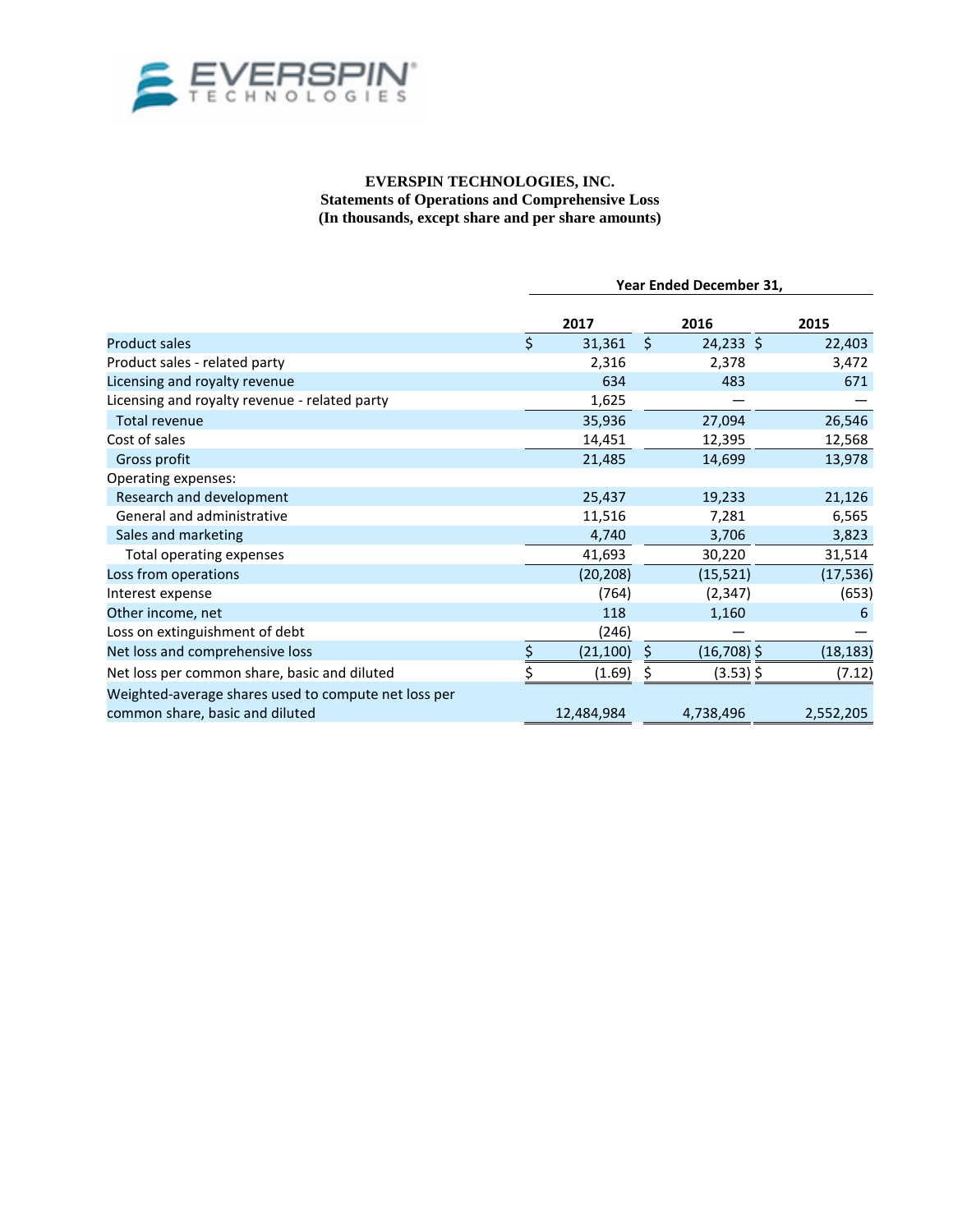**EVERSPIN TECHNOLOGIES, INC.**
**Statements of Operations and Comprehensive Loss**
**(In thousands, except share and per share amounts)**

| | Year Ended December 31, | | |
|---|---|---|---|
| | **2017** | **2016** | **2015** |
| Product sales | $ 31,361 | $ 24,233 | $ 22,403 |
| Product sales - related party | 2,316 | 2,378 | 3,472 |
| Licensing and royalty revenue | 634 | 483 | 671 |
| Licensing and royalty revenue - related party | 1,625 | — | — |
| Total revenue | 35,936 | 27,094 | 26,546 |
| Cost of sales | 14,451 | 12,395 | 12,568 |
| Gross profit | 21,485 | 14,699 | 13,978 |
| Operating expenses: | | | |
| Research and development | 25,437 | 19,233 | 21,126 |
| General and administrative | 11,516 | 7,281 | 6,565 |
| Sales and marketing | 4,740 | 3,706 | 3,823 |
| Total operating expenses | 41,693 | 30,220 | 31,514 |
| Loss from operations | (20,208) | (15,521) | (17,536) |
| Interest expense | (764) | (2,347) | (653) |
| Other income, net | 118 | 1,160 | 6 |
| Loss on extinguishment of debt | (246) | — | — |
| Net loss and comprehensive loss | $ (21,100) | $ (16,708) | $ (18,183) |
| Net loss per common share, basic and diluted | $ (1.69) | $ (3.53) | $ (7.12) |
| Weighted-average shares used to compute net loss per common share, basic and diluted | 12,484,984 | 4,738,496 | 2,552,205 |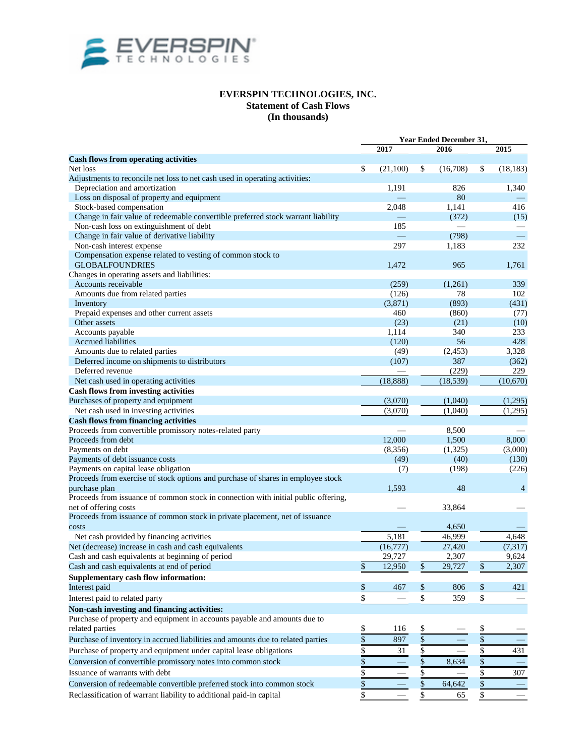**EVERSPIN TECHNOLOGIES, INC.**
**Statement of Cash Flows**
**(In thousands)**

| | Year Ended December 31, | | |
|---|---|---|---|
| | 2017 | 2016 | 2015 |
| **Cash flows from operating activities** | | | |
| Net loss | $ (21,100) | $ (16,708) | $ (18,183) |
| Adjustments to reconcile net loss to net cash used in operating activities: | | | |
| Depreciation and amortization | 1,191 | 826 | 1,340 |
| Loss on disposal of property and equipment | — | 80 | — |
| Stock-based compensation | 2,048 | 1,141 | 416 |
| Change in fair value of redeemable convertible preferred stock warrant liability | — | (372) | (15) |
| Non-cash loss on extinguishment of debt | 185 | — | — |
| Change in fair value of derivative liability | — | (798) | — |
| Non-cash interest expense | 297 | 1,183 | 232 |
| Compensation expense related to vesting of common stock to GLOBALFOUNDRIES | 1,472 | 965 | 1,761 |
| Changes in operating assets and liabilities: | | | |
| Accounts receivable | (259) | (1,261) | 339 |
| Amounts due from related parties | (126) | 78 | 102 |
| Inventory | (3,871) | (893) | (431) |
| Prepaid expenses and other current assets | 460 | (860) | (77) |
| Other assets | (23) | (21) | (10) |
| Accounts payable | 1,114 | 340 | 233 |
| Accrued liabilities | (120) | 56 | 428 |
| Amounts due to related parties | (49) | (2,453) | 3,328 |
| Deferred income on shipments to distributors | (107) | 387 | (362) |
| Deferred revenue | — | (229) | 229 |
| Net cash used in operating activities | (18,888) | (18,539) | (10,670) |
| **Cash flows from investing activities** | | | |
| Purchases of property and equipment | (3,070) | (1,040) | (1,295) |
| Net cash used in investing activities | (3,070) | (1,040) | (1,295) |
| **Cash flows from financing activities** | | | |
| Proceeds from convertible promissory notes-related party | — | 8,500 | — |
| Proceeds from debt | 12,000 | 1,500 | 8,000 |
| Payments on debt | (8,356) | (1,325) | (3,000) |
| Payments of debt issuance costs | (49) | (40) | (130) |
| Payments on capital lease obligation | (7) | (198) | (226) |
| Proceeds from exercise of stock options and purchase of shares in employee stock purchase plan | 1,593 | 48 | 4 |
| Proceeds from issuance of common stock in connection with initial public offering, net of offering costs | — | 33,864 | — |
| Proceeds from issuance of common stock in private placement, net of issuance costs | — | 4,650 | — |
| Net cash provided by financing activities | 5,181 | 46,999 | 4,648 |
| Net (decrease) increase in cash and cash equivalents | (16,777) | 27,420 | (7,317) |
| Cash and cash equivalents at beginning of period | 29,727 | 2,307 | 9,624 |
| Cash and cash equivalents at end of period | $ 12,950 | $ 29,727 | $ 2,307 |
| **Supplementary cash flow information:** | | | |
| Interest paid | $ 467 | $ 806 | $ 421 |
| Interest paid to related party | $ — | $ 359 | $ — |
| **Non-cash investing and financing activities:** | | | |
| Purchase of property and equipment in accounts payable and amounts due to related parties | $ 116 | $ — | $ — |
| Purchase of inventory in accrued liabilities and amounts due to related parties | $ 897 | $ — | $ — |
| Purchase of property and equipment under capital lease obligations | $ 31 | $ — | $ 431 |
| Conversion of convertible promissory notes into common stock | $ — | $ 8,634 | $ — |
| Issuance of warrants with debt | $ — | $ — | $ 307 |
| Conversion of redeemable convertible preferred stock into common stock | $ — | $ 64,642 | $ — |
| Reclassification of warrant liability to additional paid-in capital | $ — | $ 65 | $ — |